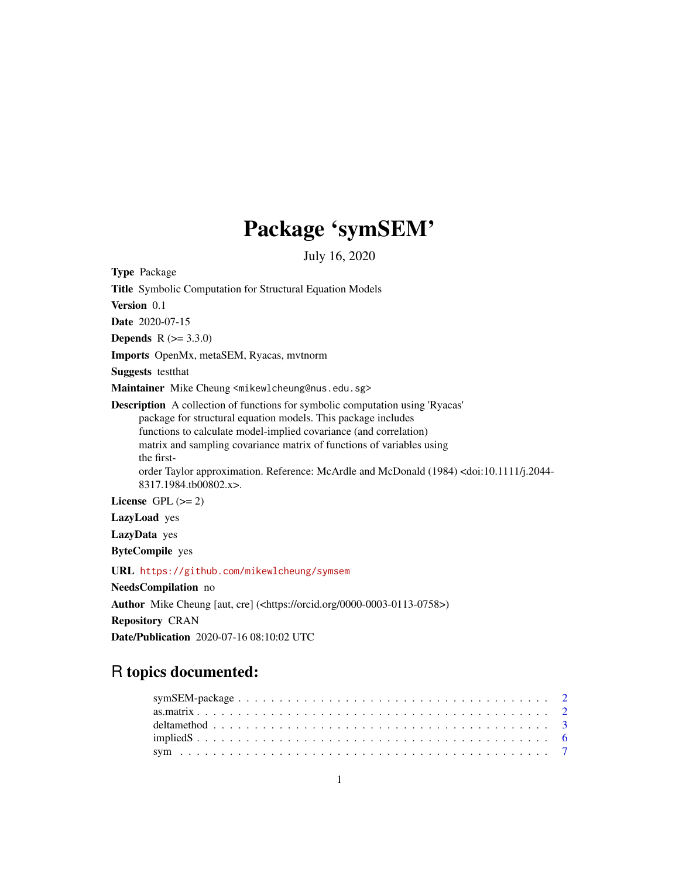# Package ‘symSEM’

July 16, 2020

**Type** Package

**Title** Symbolic Computation for Structural Equation Models

**Version** 0.1

**Date** 2020-07-15

**Depends** R (>= 3.3.0)

**Imports** OpenMx, metaSEM, Ryacas, mvtnorm

**Suggests** testthat

**Maintainer** Mike Cheung <mikewlcheung@nus.edu.sg>

**Description** A collection of functions for symbolic computation using 'Ryacas' package for structural equation models. This package includes functions to calculate model-implied covariance (and correlation) matrix and sampling covariance matrix of functions of variables using the first-order Taylor approximation. Reference: McArdle and McDonald (1984) <doi:10.1111/j.2044-8317.1984.tb00802.x>.

**License** GPL (>= 2)

**LazyLoad** yes

**LazyData** yes

**ByteCompile** yes

**URL** https://github.com/mikewlcheung/symsem

**NeedsCompilation** no

**Author** Mike Cheung [aut, cre] (<https://orcid.org/0000-0003-0113-0758>)

**Repository** CRAN

**Date/Publication** 2020-07-16 08:10:02 UTC

## R topics documented:

- symSEM-package . . . . . . . . . . . . . . . . . . . . . . . . . . . . . . . . . . . . . 2
- as.matrix . . . . . . . . . . . . . . . . . . . . . . . . . . . . . . . . . . . . . . . . . 2
- deltamethod . . . . . . . . . . . . . . . . . . . . . . . . . . . . . . . . . . . . . . . . 3
- impliedS . . . . . . . . . . . . . . . . . . . . . . . . . . . . . . . . . . . . . . . . . . 6
- sym . . . . . . . . . . . . . . . . . . . . . . . . . . . . . . . . . . . . . . . . . . . . 7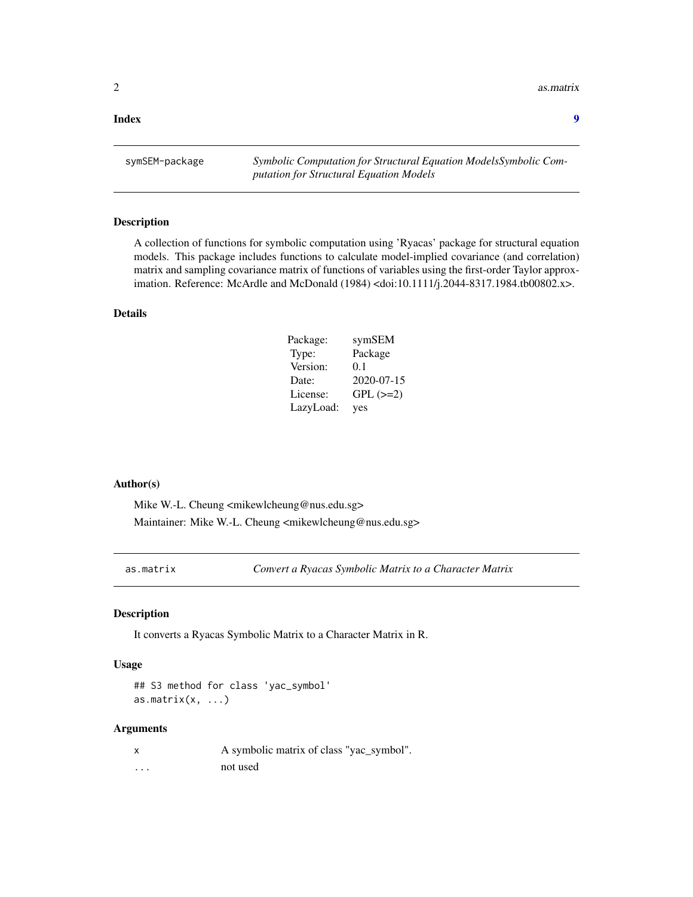**Index** 9

---

## symSEM-package — *Symbolic Computation for Structural Equation ModelsSymbolic Computation for Structural Equation Models*

### Description

A collection of functions for symbolic computation using 'Ryacas' package for structural equation models. This package includes functions to calculate model-implied covariance (and correlation) matrix and sampling covariance matrix of functions of variables using the first-order Taylor approximation. Reference: McArdle and McDonald (1984) <doi:10.1111/j.2044-8317.1984.tb00802.x>.

### Details

| | |
|---|---|
| Package: | symSEM |
| Type: | Package |
| Version: | 0.1 |
| Date: | 2020-07-15 |
| License: | GPL (>=2) |
| LazyLoad: | yes |

### Author(s)

Mike W.-L. Cheung <mikewlcheung@nus.edu.sg>

Maintainer: Mike W.-L. Cheung <mikewlcheung@nus.edu.sg>

---

## as.matrix — *Convert a Ryacas Symbolic Matrix to a Character Matrix*

### Description

It converts a Ryacas Symbolic Matrix to a Character Matrix in R.

### Usage

```
## S3 method for class 'yac_symbol'
as.matrix(x, ...)
```

### Arguments

| | |
|---|---|
| x | A symbolic matrix of class "yac_symbol". |
| ... | not used |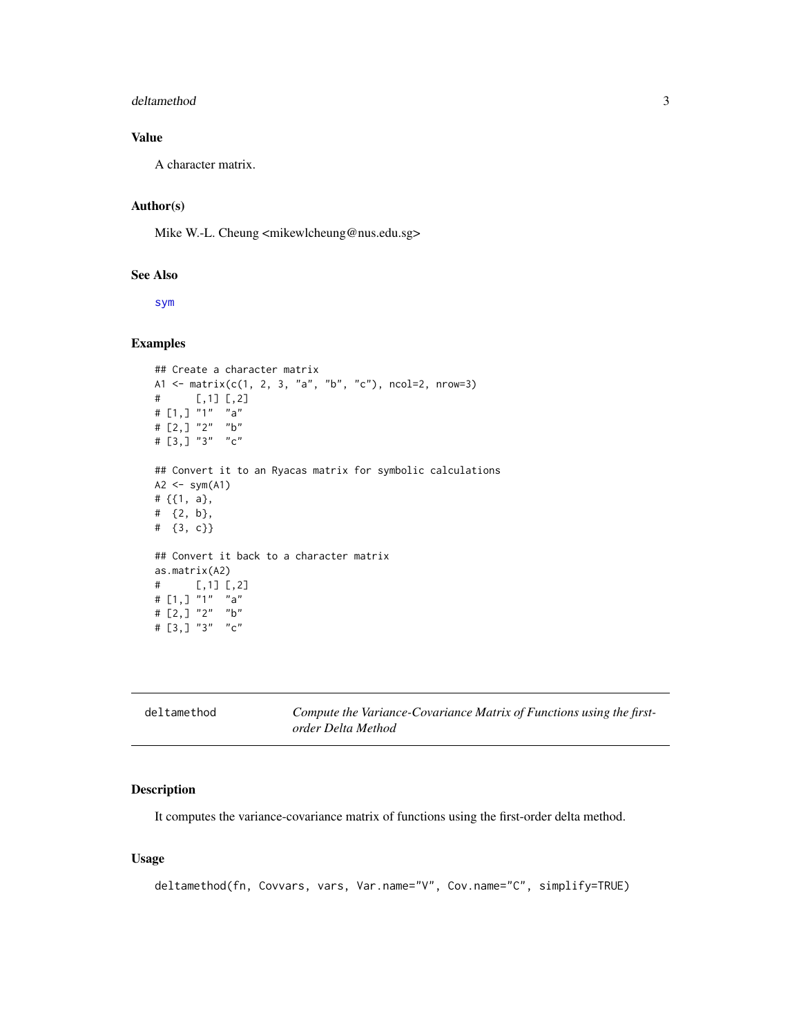### Value

A character matrix.

### Author(s)

Mike W.-L. Cheung <mikewlcheung@nus.edu.sg>

### See Also

sym

### Examples

```
## Create a character matrix
A1 <- matrix(c(1, 2, 3, "a", "b", "c"), ncol=2, nrow=3)
#      [,1] [,2]
# [1,] "1"  "a"
# [2,] "2"  "b"
# [3,] "3"  "c"

## Convert it to an Ryacas matrix for symbolic calculations
A2 <- sym(A1)
# {{1, a},
#  {2, b},
#  {3, c}}

## Convert it back to a character matrix
as.matrix(A2)
#      [,1] [,2]
# [1,] "1"  "a"
# [2,] "2"  "b"
# [3,] "3"  "c"
```

---

## deltamethod — *Compute the Variance-Covariance Matrix of Functions using the first-order Delta Method*

### Description

It computes the variance-covariance matrix of functions using the first-order delta method.

### Usage

```
deltamethod(fn, Covvars, vars, Var.name="V", Cov.name="C", simplify=TRUE)
```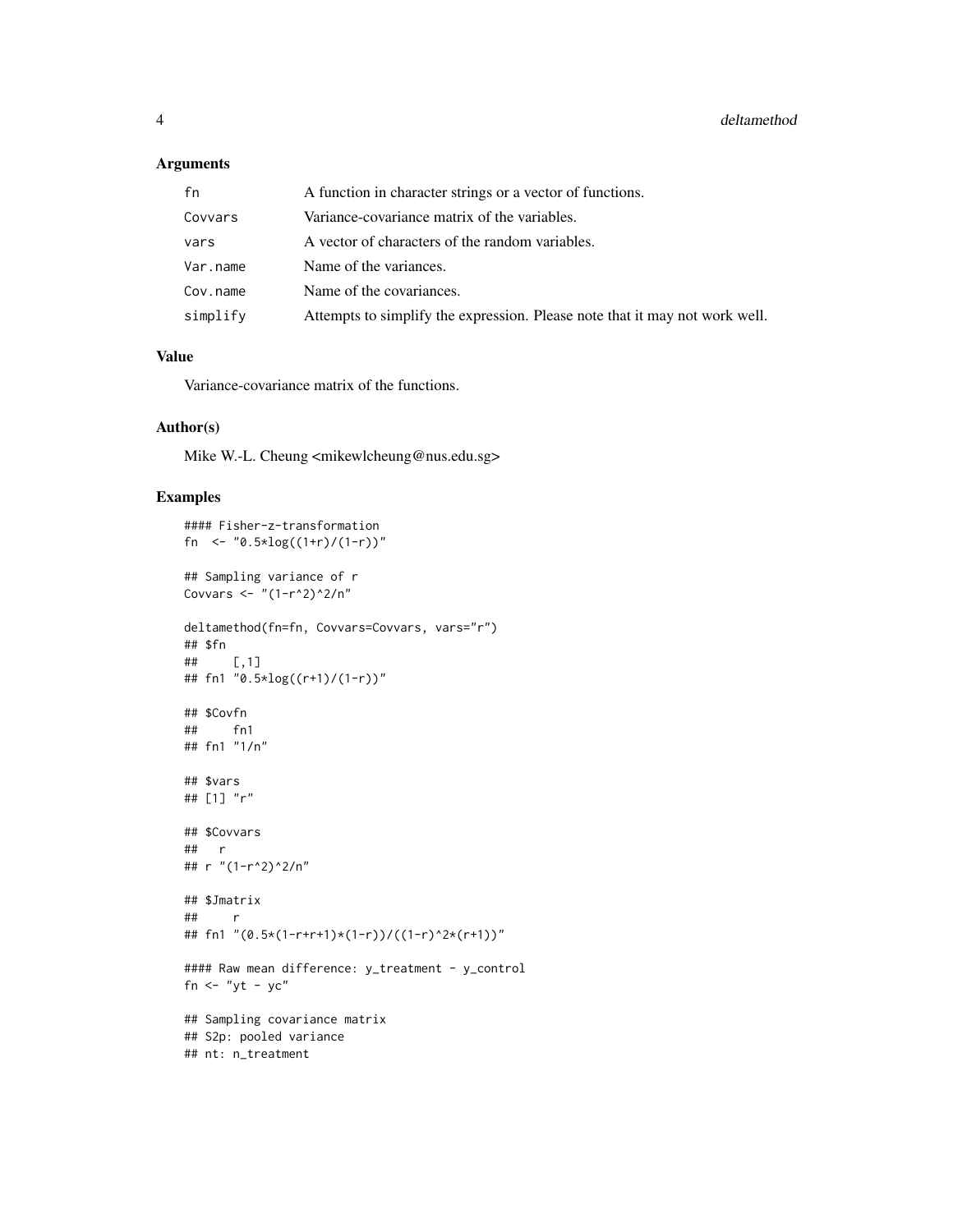## Arguments

| | |
|---|---|
| fn | A function in character strings or a vector of functions. |
| Covvars | Variance-covariance matrix of the variables. |
| vars | A vector of characters of the random variables. |
| Var.name | Name of the variances. |
| Cov.name | Name of the covariances. |
| simplify | Attempts to simplify the expression. Please note that it may not work well. |

## Value

Variance-covariance matrix of the functions.

## Author(s)

Mike W.-L. Cheung <mikewlcheung@nus.edu.sg>

## Examples

```
#### Fisher-z-transformation
fn  <- "0.5*log((1+r)/(1-r))"

## Sampling variance of r
Covvars <- "(1-r^2)^2/n"

deltamethod(fn=fn, Covvars=Covvars, vars="r")
## $fn
##     [,1]
## fn1 "0.5*log((r+1)/(1-r))"

## $Covfn
##     fn1
## fn1 "1/n"

## $vars
## [1] "r"

## $Covvars
##   r
## r "(1-r^2)^2/n"

## $Jmatrix
##     r
## fn1 "(0.5*(1-r+r+1)*(1-r))/((1-r)^2*(r+1))"

#### Raw mean difference: y_treatment - y_control
fn <- "yt - yc"

## Sampling covariance matrix
## S2p: pooled variance
## nt: n_treatment
```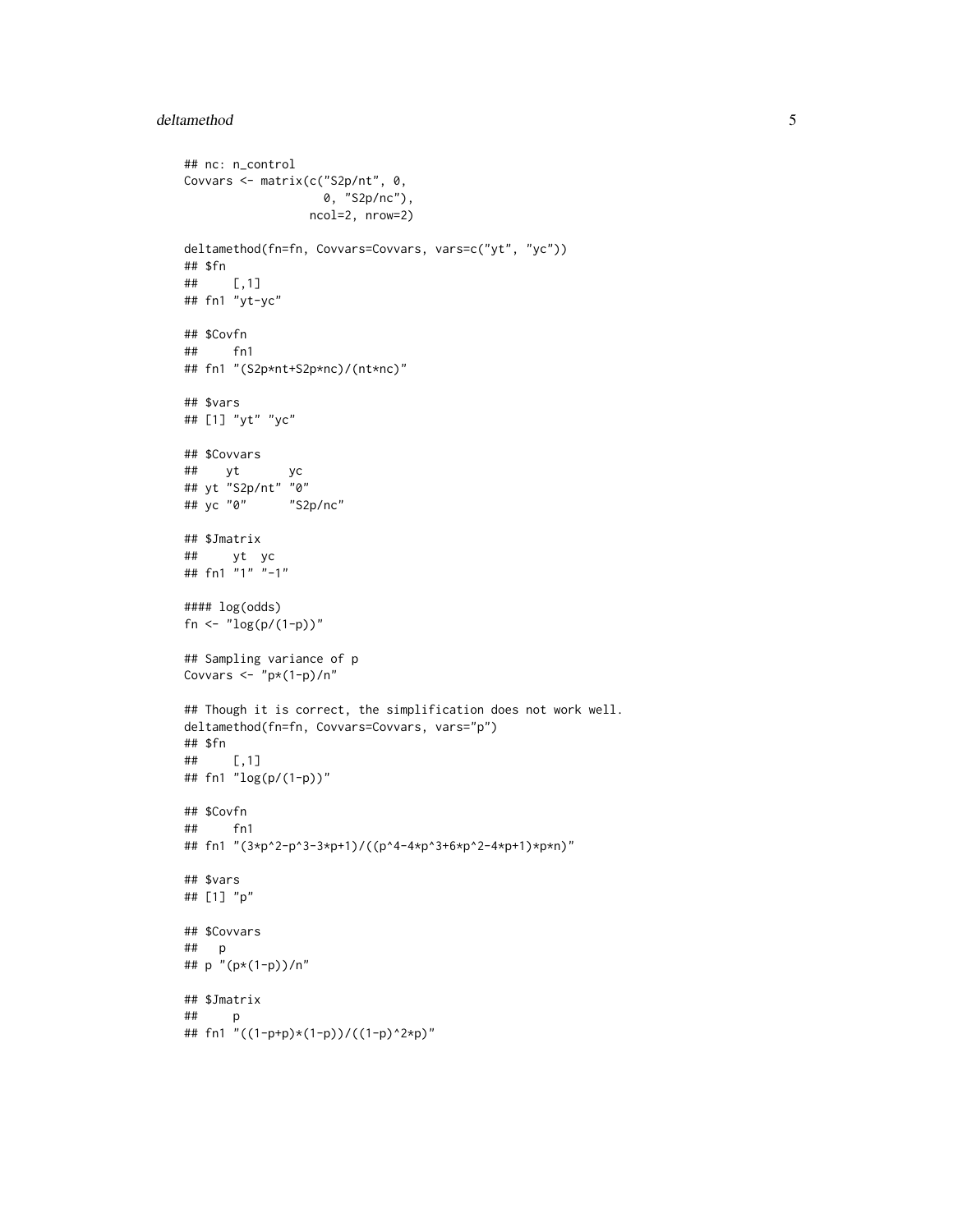```
## nc: n_control
Covvars <- matrix(c("S2p/nt", 0,
                    0, "S2p/nc"),
                  ncol=2, nrow=2)

deltamethod(fn=fn, Covvars=Covvars, vars=c("yt", "yc"))
## $fn
##     [,1]
## fn1 "yt-yc"

## $Covfn
##     fn1
## fn1 "(S2p*nt+S2p*nc)/(nt*nc)"

## $vars
## [1] "yt" "yc"

## $Covvars
##    yt       yc
## yt "S2p/nt" "0"
## yc "0"      "S2p/nc"

## $Jmatrix
##     yt  yc
## fn1 "1" "-1"

#### log(odds)
fn <- "log(p/(1-p))"

## Sampling variance of p
Covvars <- "p*(1-p)/n"

## Though it is correct, the simplification does not work well.
deltamethod(fn=fn, Covvars=Covvars, vars="p")
## $fn
##     [,1]
## fn1 "log(p/(1-p))"

## $Covfn
##     fn1
## fn1 "(3*p^2-p^3-3*p+1)/((p^4-4*p^3+6*p^2-4*p+1)*p*n)"

## $vars
## [1] "p"

## $Covvars
##   p
## p "(p*(1-p))/n"

## $Jmatrix
##     p
## fn1 "((1-p+p)*(1-p))/((1-p)^2*p)"
```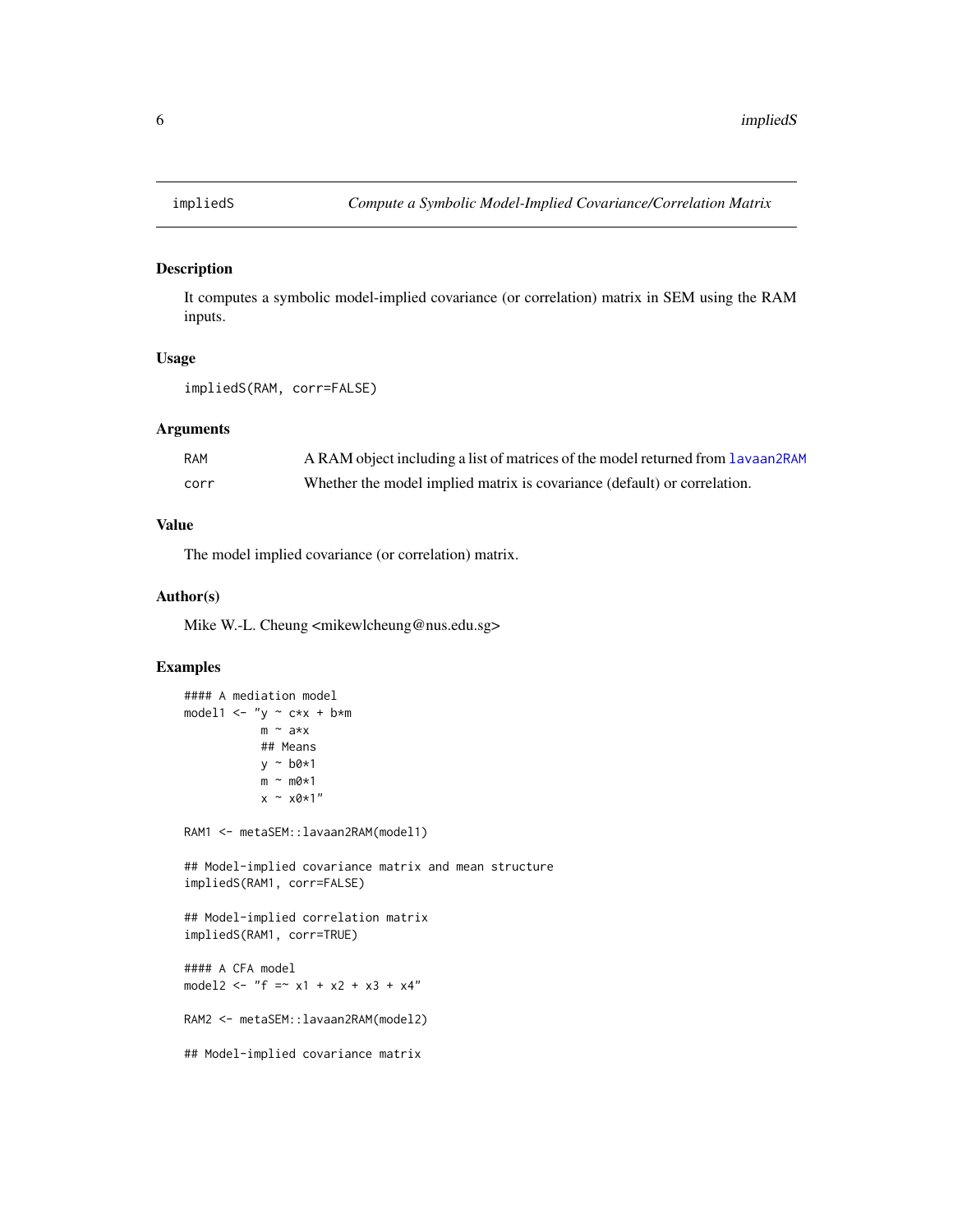impliedS — *Compute a Symbolic Model-Implied Covariance/Correlation Matrix*

## Description

It computes a symbolic model-implied covariance (or correlation) matrix in SEM using the RAM inputs.

## Usage

```
impliedS(RAM, corr=FALSE)
```

## Arguments

| | |
|---|---|
| RAM | A RAM object including a list of matrices of the model returned from lavaan2RAM |
| corr | Whether the model implied matrix is covariance (default) or correlation. |

## Value

The model implied covariance (or correlation) matrix.

## Author(s)

Mike W.-L. Cheung <mikewlcheung@nus.edu.sg>

## Examples

```
#### A mediation model
model1 <- "y ~ c*x + b*m
           m ~ a*x
           ## Means
           y ~ b0*1
           m ~ m0*1
           x ~ x0*1"

RAM1 <- metaSEM::lavaan2RAM(model1)

## Model-implied covariance matrix and mean structure
impliedS(RAM1, corr=FALSE)

## Model-implied correlation matrix
impliedS(RAM1, corr=TRUE)

#### A CFA model
model2 <- "f =~ x1 + x2 + x3 + x4"

RAM2 <- metaSEM::lavaan2RAM(model2)

## Model-implied covariance matrix
```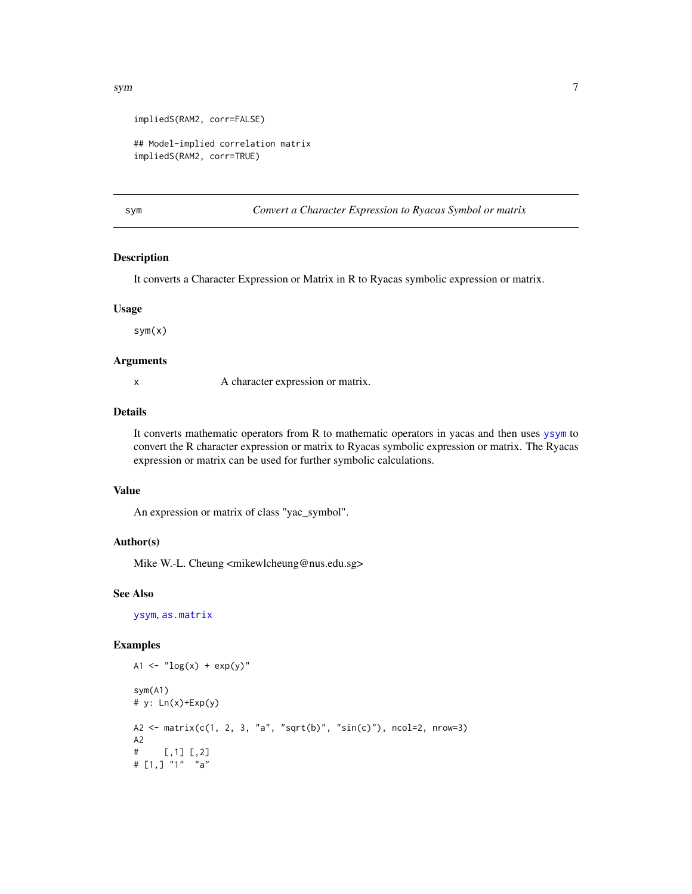```
impliedS(RAM2, corr=FALSE)

## Model-implied correlation matrix
impliedS(RAM2, corr=TRUE)
```

---

## sym — *Convert a Character Expression to Ryacas Symbol or matrix*

### Description

It converts a Character Expression or Matrix in R to Ryacas symbolic expression or matrix.

### Usage

```
sym(x)
```

### Arguments

| | |
|---|---|
| x | A character expression or matrix. |

### Details

It converts mathematic operators from R to mathematic operators in yacas and then uses `ysym` to convert the R character expression or matrix to Ryacas symbolic expression or matrix. The Ryacas expression or matrix can be used for further symbolic calculations.

### Value

An expression or matrix of class "yac_symbol".

### Author(s)

Mike W.-L. Cheung <mikewlcheung@nus.edu.sg>

### See Also

`ysym`, `as.matrix`

### Examples

```
A1 <- "log(x) + exp(y)"

sym(A1)
# y: Ln(x)+Exp(y)

A2 <- matrix(c(1, 2, 3, "a", "sqrt(b)", "sin(c)"), ncol=2, nrow=3)
A2
#     [,1] [,2]
# [1,] "1"  "a"
```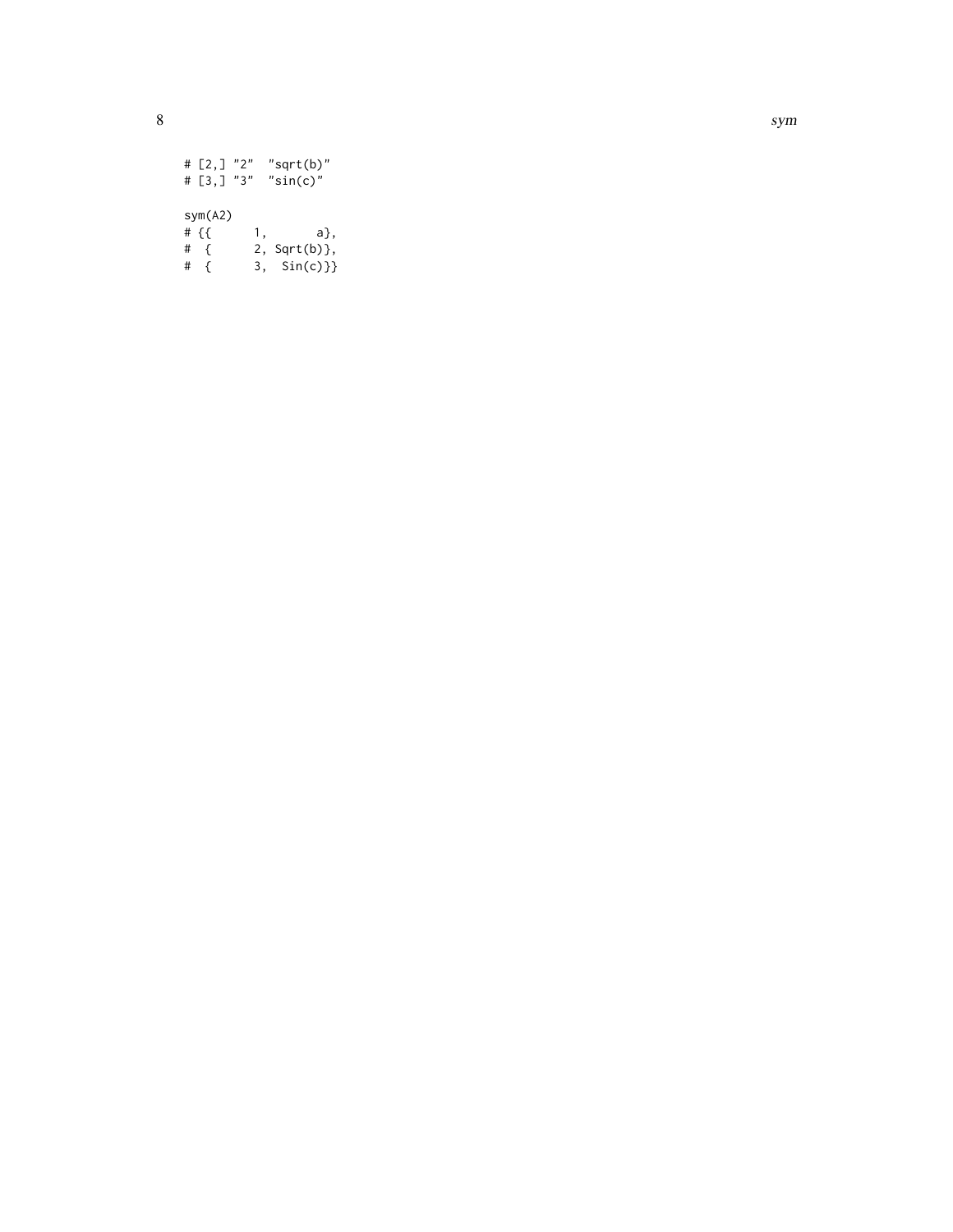```
# [2,] "2"  "sqrt(b)"
# [3,] "3"  "sin(c)"

sym(A2)
# {{      1,       a},
#  {      2, Sqrt(b)},
#  {      3,  Sin(c)}}
```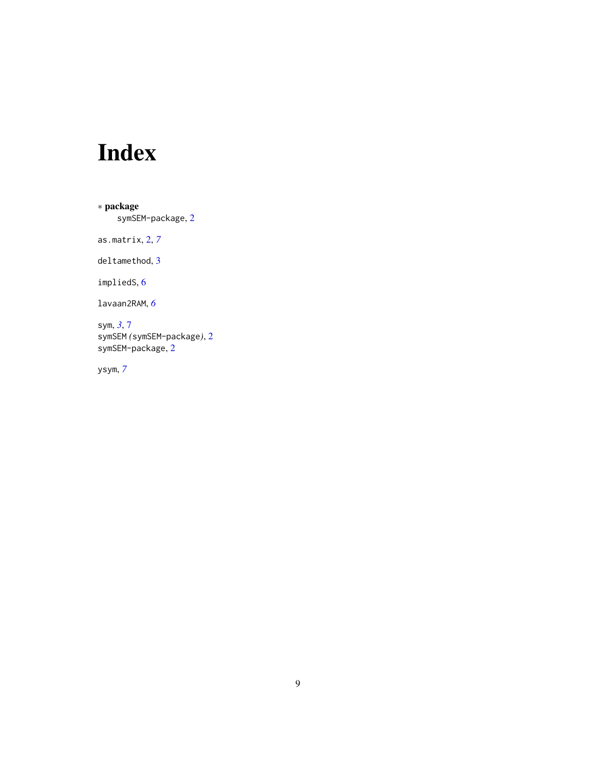# Index

∗ **package**
    symSEM-package, 2

as.matrix, 2, *7*

deltamethod, 3

impliedS, 6

lavaan2RAM, *6*

sym, *3*, 7
symSEM *(*symSEM-package*)*, 2
symSEM-package, 2

ysym, *7*